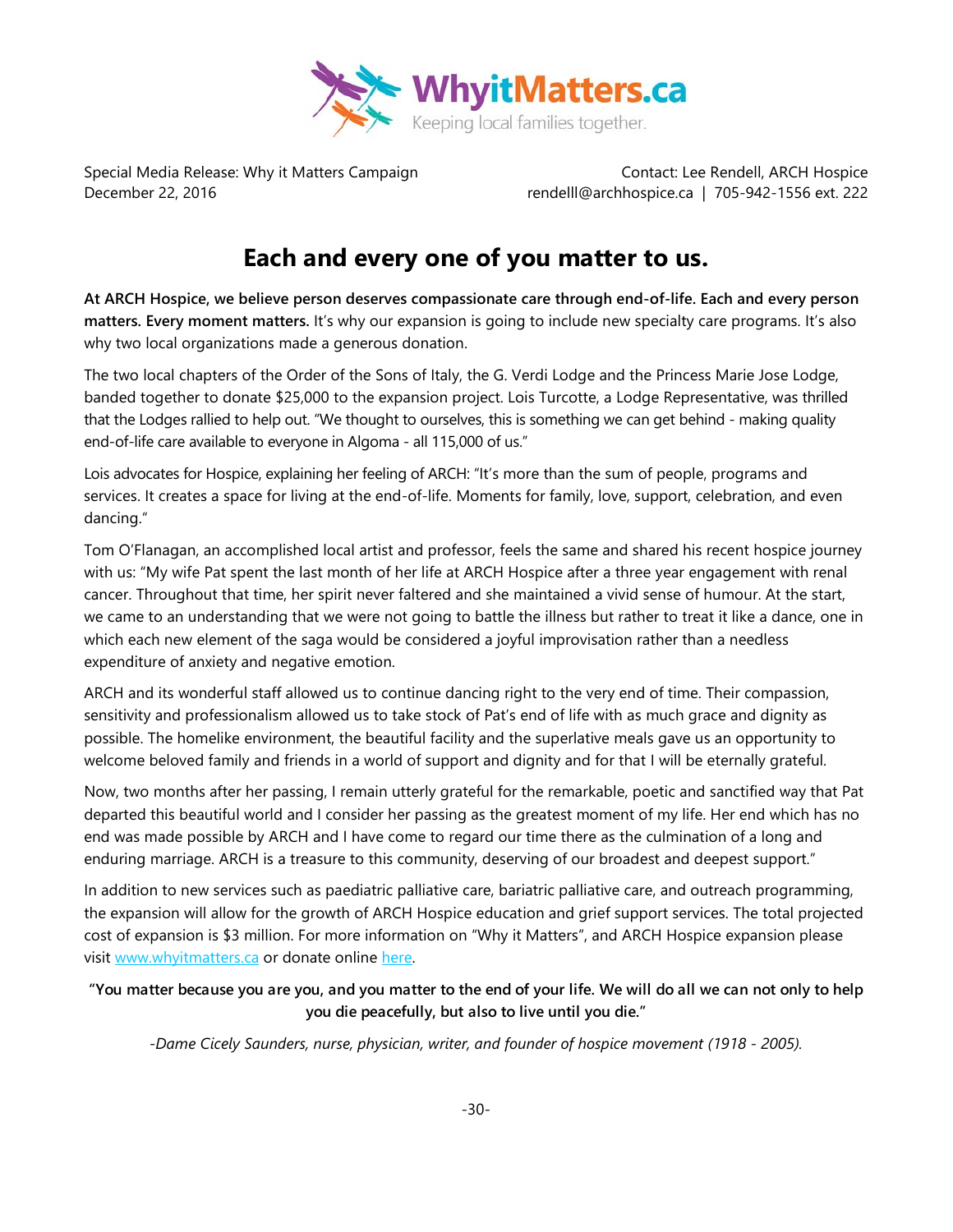WhyitMatters.ca
Keeping local families together.

Special Media Release: Why it Matters Campaign
December 22, 2016

Contact: Lee Rendell, ARCH Hospice
rendelll@archhospice.ca | 705-942-1556 ext. 222

# Each and every one of you matter to us.

**At ARCH Hospice, we believe person deserves compassionate care through end-of-life. Each and every person matters. Every moment matters.** It's why our expansion is going to include new specialty care programs. It's also why two local organizations made a generous donation.

The two local chapters of the Order of the Sons of Italy, the G. Verdi Lodge and the Princess Marie Jose Lodge, banded together to donate $25,000 to the expansion project. Lois Turcotte, a Lodge Representative, was thrilled that the Lodges rallied to help out. "We thought to ourselves, this is something we can get behind - making quality end-of-life care available to everyone in Algoma - all 115,000 of us."

Lois advocates for Hospice, explaining her feeling of ARCH: "It's more than the sum of people, programs and services. It creates a space for living at the end-of-life. Moments for family, love, support, celebration, and even dancing."

Tom O'Flanagan, an accomplished local artist and professor, feels the same and shared his recent hospice journey with us: "My wife Pat spent the last month of her life at ARCH Hospice after a three year engagement with renal cancer. Throughout that time, her spirit never faltered and she maintained a vivid sense of humour. At the start, we came to an understanding that we were not going to battle the illness but rather to treat it like a dance, one in which each new element of the saga would be considered a joyful improvisation rather than a needless expenditure of anxiety and negative emotion.

ARCH and its wonderful staff allowed us to continue dancing right to the very end of time. Their compassion, sensitivity and professionalism allowed us to take stock of Pat's end of life with as much grace and dignity as possible. The homelike environment, the beautiful facility and the superlative meals gave us an opportunity to welcome beloved family and friends in a world of support and dignity and for that I will be eternally grateful.

Now, two months after her passing, I remain utterly grateful for the remarkable, poetic and sanctified way that Pat departed this beautiful world and I consider her passing as the greatest moment of my life. Her end which has no end was made possible by ARCH and I have come to regard our time there as the culmination of a long and enduring marriage. ARCH is a treasure to this community, deserving of our broadest and deepest support."

In addition to new services such as paediatric palliative care, bariatric palliative care, and outreach programming, the expansion will allow for the growth of ARCH Hospice education and grief support services. The total projected cost of expansion is $3 million. For more information on "Why it Matters", and ARCH Hospice expansion please visit [www.whyitmatters.ca](http://www.whyitmatters.ca) or donate online here.

**"You matter because you are you, and you matter to the end of your life. We will do all we can not only to help you die peacefully, but also to live until you die."**

*-Dame Cicely Saunders, nurse, physician, writer, and founder of hospice movement (1918 - 2005).*

-30-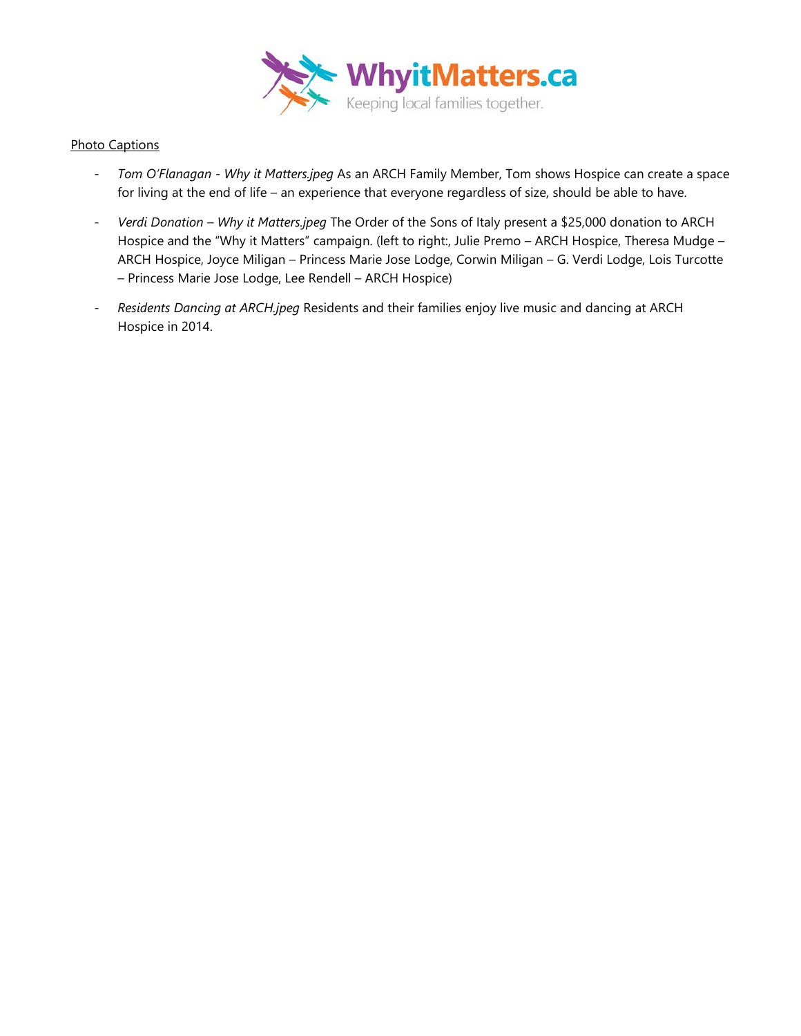WhyitMatters.ca
Keeping local families together.

Photo Captions

- *Tom O'Flanagan - Why it Matters.jpeg* As an ARCH Family Member, Tom shows Hospice can create a space for living at the end of life – an experience that everyone regardless of size, should be able to have.
- *Verdi Donation – Why it Matters.jpeg* The Order of the Sons of Italy present a $25,000 donation to ARCH Hospice and the "Why it Matters" campaign. (left to right:, Julie Premo – ARCH Hospice, Theresa Mudge – ARCH Hospice, Joyce Miligan – Princess Marie Jose Lodge, Corwin Miligan – G. Verdi Lodge, Lois Turcotte – Princess Marie Jose Lodge, Lee Rendell – ARCH Hospice)
- *Residents Dancing at ARCH.jpeg* Residents and their families enjoy live music and dancing at ARCH Hospice in 2014.